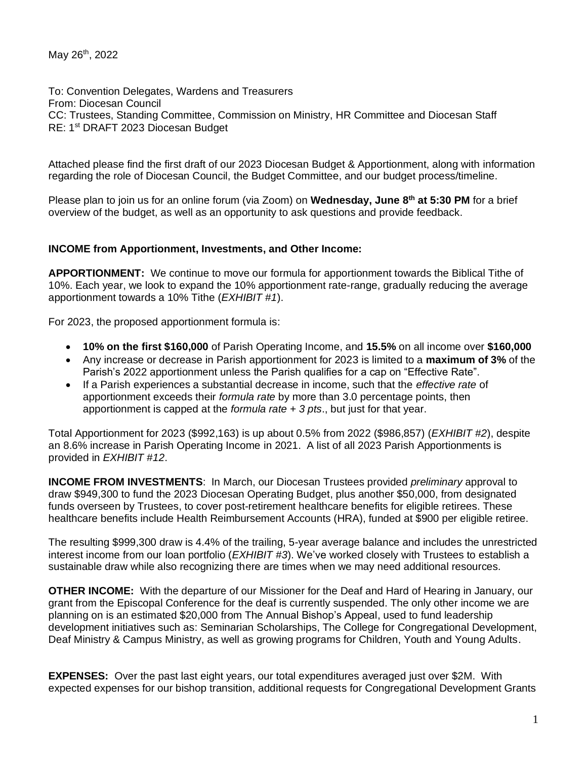May 26th, 2022

To: Convention Delegates, Wardens and Treasurers
From: Diocesan Council
CC: Trustees, Standing Committee, Commission on Ministry, HR Committee and Diocesan Staff
RE: 1st DRAFT 2023 Diocesan Budget

Attached please find the first draft of our 2023 Diocesan Budget & Apportionment, along with information regarding the role of Diocesan Council, the Budget Committee, and our budget process/timeline.

Please plan to join us for an online forum (via Zoom) on **Wednesday, June 8th at 5:30 PM** for a brief overview of the budget, as well as an opportunity to ask questions and provide feedback.

**INCOME from Apportionment, Investments, and Other Income:**

**APPORTIONMENT:** We continue to move our formula for apportionment towards the Biblical Tithe of 10%. Each year, we look to expand the 10% apportionment rate-range, gradually reducing the average apportionment towards a 10% Tithe (*EXHIBIT #1*).

For 2023, the proposed apportionment formula is:

- **10% on the first $160,000** of Parish Operating Income, and **15.5%** on all income over **$160,000**
- Any increase or decrease in Parish apportionment for 2023 is limited to a **maximum of 3%** of the Parish's 2022 apportionment unless the Parish qualifies for a cap on "Effective Rate".
- If a Parish experiences a substantial decrease in income, such that the *effective rate* of apportionment exceeds their *formula rate* by more than 3.0 percentage points, then apportionment is capped at the *formula rate + 3 pts*., but just for that year.

Total Apportionment for 2023 ($992,163) is up about 0.5% from 2022 ($986,857) (*EXHIBIT #2*), despite an 8.6% increase in Parish Operating Income in 2021. A list of all 2023 Parish Apportionments is provided in *EXHIBIT #12*.

**INCOME FROM INVESTMENTS**: In March, our Diocesan Trustees provided *preliminary* approval to draw $949,300 to fund the 2023 Diocesan Operating Budget, plus another $50,000, from designated funds overseen by Trustees, to cover post-retirement healthcare benefits for eligible retirees. These healthcare benefits include Health Reimbursement Accounts (HRA), funded at $900 per eligible retiree.

The resulting $999,300 draw is 4.4% of the trailing, 5-year average balance and includes the unrestricted interest income from our loan portfolio (*EXHIBIT #3*). We've worked closely with Trustees to establish a sustainable draw while also recognizing there are times when we may need additional resources.

**OTHER INCOME:** With the departure of our Missioner for the Deaf and Hard of Hearing in January, our grant from the Episcopal Conference for the deaf is currently suspended. The only other income we are planning on is an estimated $20,000 from The Annual Bishop's Appeal, used to fund leadership development initiatives such as: Seminarian Scholarships, The College for Congregational Development, Deaf Ministry & Campus Ministry, as well as growing programs for Children, Youth and Young Adults.

**EXPENSES:** Over the past last eight years, our total expenditures averaged just over $2M. With expected expenses for our bishop transition, additional requests for Congregational Development Grants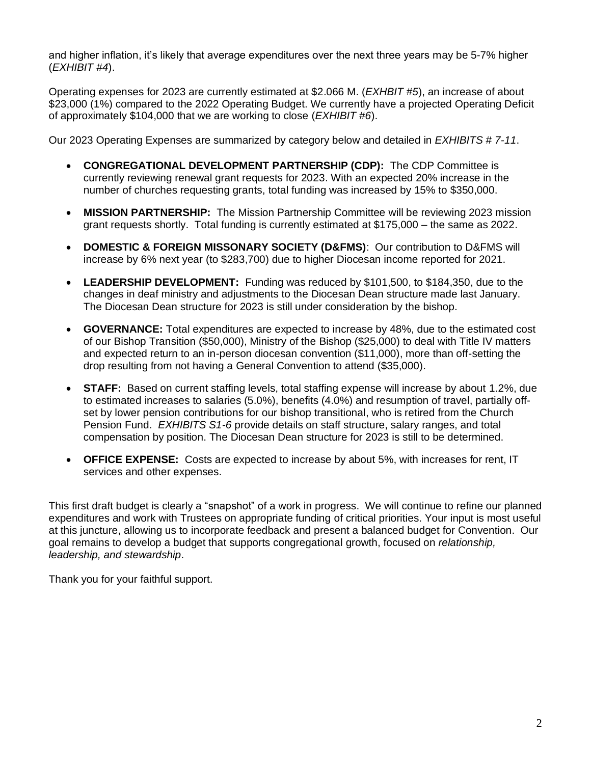and higher inflation, it's likely that average expenditures over the next three years may be 5-7% higher (*EXHIBIT #4*).

Operating expenses for 2023 are currently estimated at $2.066 M. (*EXHBIT #5*), an increase of about $23,000 (1%) compared to the 2022 Operating Budget. We currently have a projected Operating Deficit of approximately $104,000 that we are working to close (*EXHIBIT #6*).

Our 2023 Operating Expenses are summarized by category below and detailed in *EXHIBITS # 7-11*.

- **CONGREGATIONAL DEVELOPMENT PARTNERSHIP (CDP):** The CDP Committee is currently reviewing renewal grant requests for 2023. With an expected 20% increase in the number of churches requesting grants, total funding was increased by 15% to $350,000.
- **MISSION PARTNERSHIP:** The Mission Partnership Committee will be reviewing 2023 mission grant requests shortly. Total funding is currently estimated at $175,000 – the same as 2022.
- **DOMESTIC & FOREIGN MISSONARY SOCIETY (D&FMS)**: Our contribution to D&FMS will increase by 6% next year (to $283,700) due to higher Diocesan income reported for 2021.
- **LEADERSHIP DEVELOPMENT:** Funding was reduced by $101,500, to $184,350, due to the changes in deaf ministry and adjustments to the Diocesan Dean structure made last January. The Diocesan Dean structure for 2023 is still under consideration by the bishop.
- **GOVERNANCE:** Total expenditures are expected to increase by 48%, due to the estimated cost of our Bishop Transition ($50,000), Ministry of the Bishop ($25,000) to deal with Title IV matters and expected return to an in-person diocesan convention ($11,000), more than off-setting the drop resulting from not having a General Convention to attend ($35,000).
- **STAFF:** Based on current staffing levels, total staffing expense will increase by about 1.2%, due to estimated increases to salaries (5.0%), benefits (4.0%) and resumption of travel, partially off-set by lower pension contributions for our bishop transitional, who is retired from the Church Pension Fund. *EXHIBITS S1-6* provide details on staff structure, salary ranges, and total compensation by position. The Diocesan Dean structure for 2023 is still to be determined.
- **OFFICE EXPENSE:** Costs are expected to increase by about 5%, with increases for rent, IT services and other expenses.

This first draft budget is clearly a "snapshot" of a work in progress. We will continue to refine our planned expenditures and work with Trustees on appropriate funding of critical priorities. Your input is most useful at this juncture, allowing us to incorporate feedback and present a balanced budget for Convention. Our goal remains to develop a budget that supports congregational growth, focused on *relationship, leadership, and stewardship*.

Thank you for your faithful support.